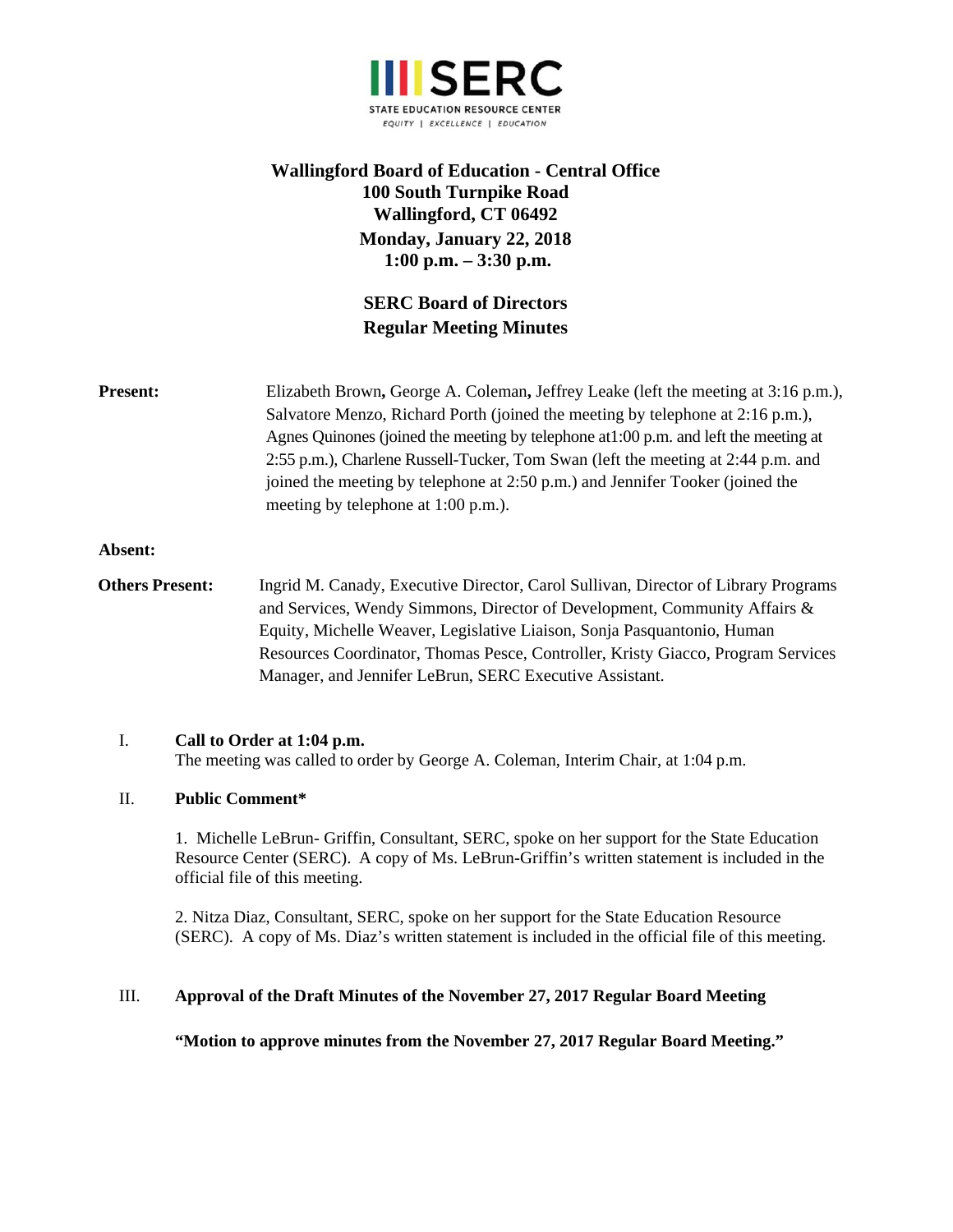SERC
STATE EDUCATION RESOURCE CENTER
EQUITY | EXCELLENCE | EDUCATION

**Wallingford Board of Education - Central Office**
**100 South Turnpike Road**
**Wallingford, CT 06492**
**Monday, January 22, 2018**
**1:00 p.m. – 3:30 p.m.**

# SERC Board of Directors
# Regular Meeting Minutes

**Present:** Elizabeth Brown**,** George A. Coleman**,** Jeffrey Leake (left the meeting at 3:16 p.m.), Salvatore Menzo, Richard Porth (joined the meeting by telephone at 2:16 p.m.), Agnes Quinones (joined the meeting by telephone at1:00 p.m. and left the meeting at 2:55 p.m.), Charlene Russell-Tucker, Tom Swan (left the meeting at 2:44 p.m. and joined the meeting by telephone at 2:50 p.m.) and Jennifer Tooker (joined the meeting by telephone at 1:00 p.m.).

**Absent:**

**Others Present:** Ingrid M. Canady, Executive Director, Carol Sullivan, Director of Library Programs and Services, Wendy Simmons, Director of Development, Community Affairs & Equity, Michelle Weaver, Legislative Liaison, Sonja Pasquantonio, Human Resources Coordinator, Thomas Pesce, Controller, Kristy Giacco, Program Services Manager, and Jennifer LeBrun, SERC Executive Assistant.

I. **Call to Order at 1:04 p.m.**
The meeting was called to order by George A. Coleman, Interim Chair, at 1:04 p.m.

II. **Public Comment***

1. Michelle LeBrun- Griffin, Consultant, SERC, spoke on her support for the State Education Resource Center (SERC). A copy of Ms. LeBrun-Griffin's written statement is included in the official file of this meeting.

2. Nitza Diaz, Consultant, SERC, spoke on her support for the State Education Resource (SERC). A copy of Ms. Diaz's written statement is included in the official file of this meeting.

III. **Approval of the Draft Minutes of the November 27, 2017 Regular Board Meeting**

**"Motion to approve minutes from the November 27, 2017 Regular Board Meeting."**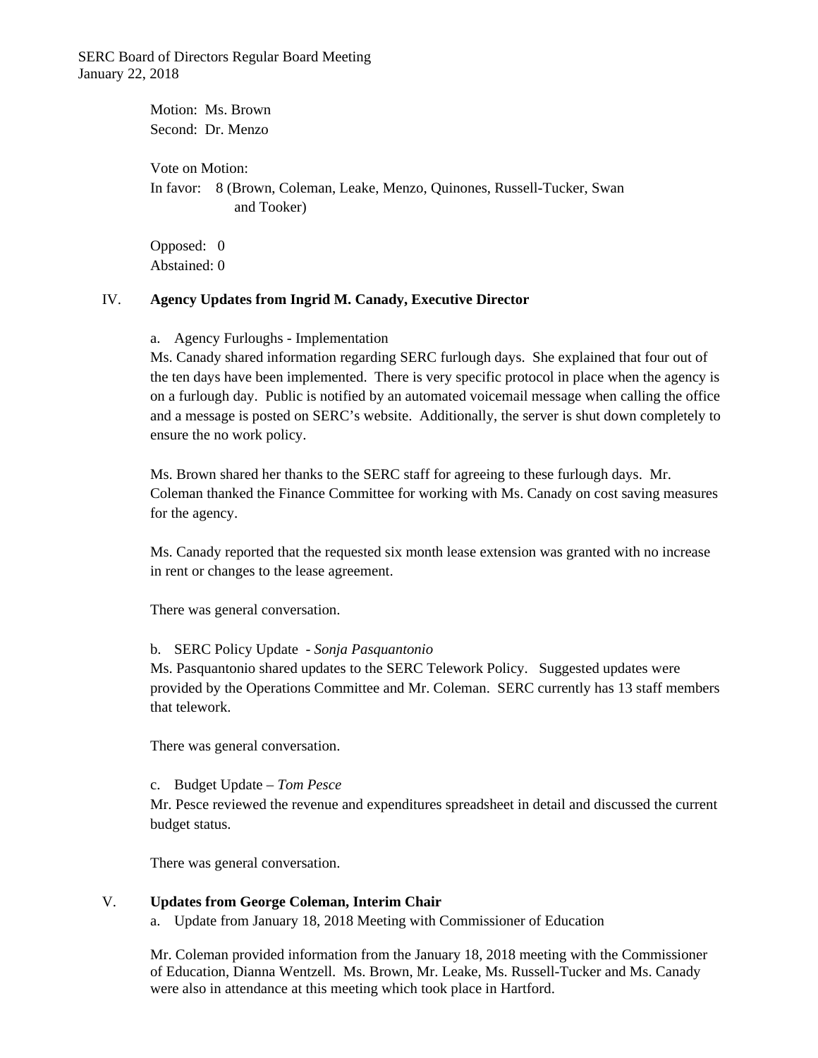Motion: Ms. Brown
Second: Dr. Menzo

Vote on Motion:
In favor: 8 (Brown, Coleman, Leake, Menzo, Quinones, Russell-Tucker, Swan and Tooker)

Opposed: 0
Abstained: 0

## IV. Agency Updates from Ingrid M. Canady, Executive Director

a. Agency Furloughs - Implementation

Ms. Canady shared information regarding SERC furlough days. She explained that four out of the ten days have been implemented. There is very specific protocol in place when the agency is on a furlough day. Public is notified by an automated voicemail message when calling the office and a message is posted on SERC's website. Additionally, the server is shut down completely to ensure the no work policy.

Ms. Brown shared her thanks to the SERC staff for agreeing to these furlough days. Mr. Coleman thanked the Finance Committee for working with Ms. Canady on cost saving measures for the agency.

Ms. Canady reported that the requested six month lease extension was granted with no increase in rent or changes to the lease agreement.

There was general conversation.

b. SERC Policy Update - *Sonja Pasquantonio*

Ms. Pasquantonio shared updates to the SERC Telework Policy. Suggested updates were provided by the Operations Committee and Mr. Coleman. SERC currently has 13 staff members that telework.

There was general conversation.

c. Budget Update – *Tom Pesce*

Mr. Pesce reviewed the revenue and expenditures spreadsheet in detail and discussed the current budget status.

There was general conversation.

## V. Updates from George Coleman, Interim Chair

a. Update from January 18, 2018 Meeting with Commissioner of Education

Mr. Coleman provided information from the January 18, 2018 meeting with the Commissioner of Education, Dianna Wentzell. Ms. Brown, Mr. Leake, Ms. Russell-Tucker and Ms. Canady were also in attendance at this meeting which took place in Hartford.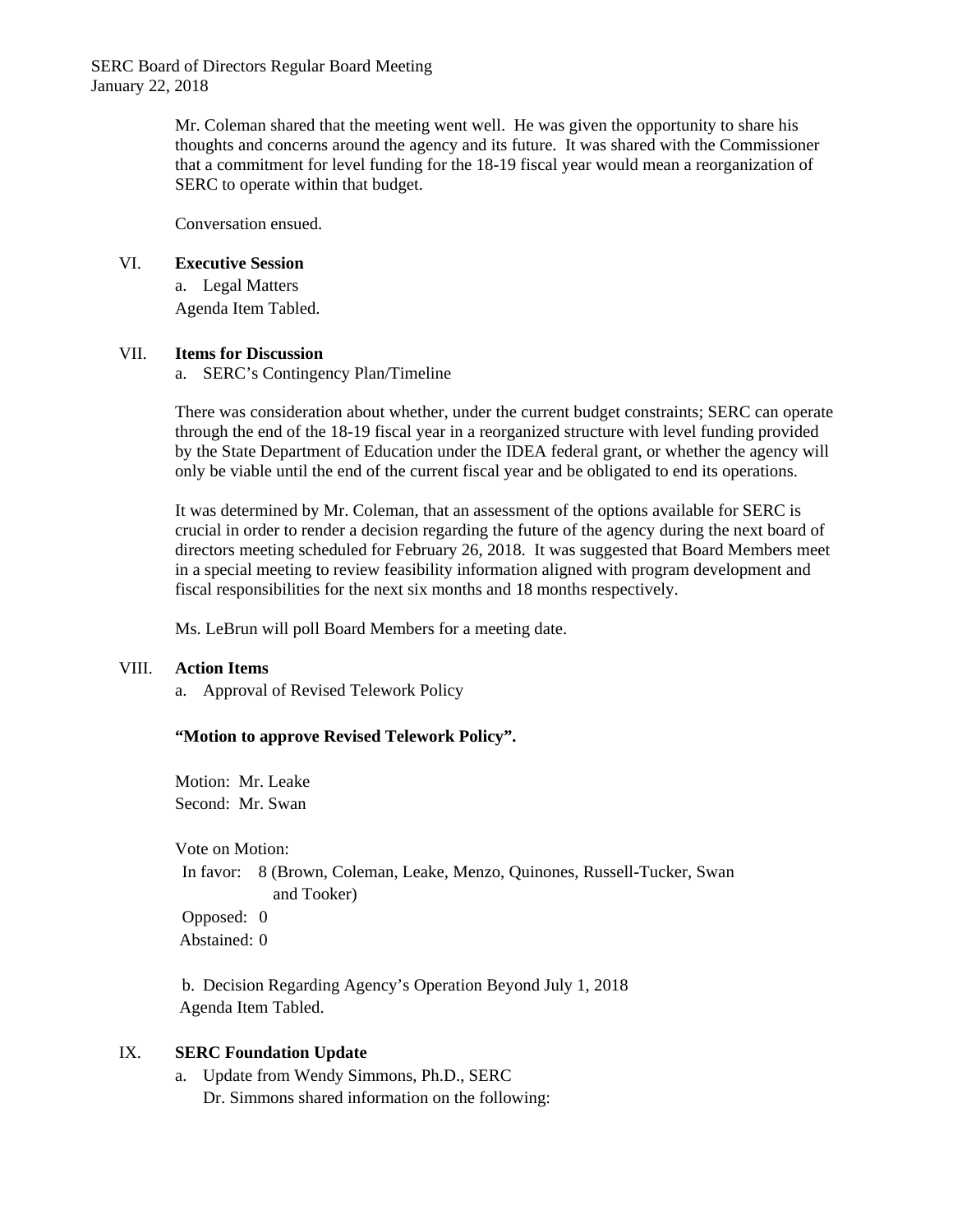Mr. Coleman shared that the meeting went well. He was given the opportunity to share his thoughts and concerns around the agency and its future. It was shared with the Commissioner that a commitment for level funding for the 18-19 fiscal year would mean a reorganization of SERC to operate within that budget.

Conversation ensued.

VI. **Executive Session**

a. Legal Matters

Agenda Item Tabled.

VII. **Items for Discussion**

a. SERC's Contingency Plan/Timeline

There was consideration about whether, under the current budget constraints; SERC can operate through the end of the 18-19 fiscal year in a reorganized structure with level funding provided by the State Department of Education under the IDEA federal grant, or whether the agency will only be viable until the end of the current fiscal year and be obligated to end its operations.

It was determined by Mr. Coleman, that an assessment of the options available for SERC is crucial in order to render a decision regarding the future of the agency during the next board of directors meeting scheduled for February 26, 2018. It was suggested that Board Members meet in a special meeting to review feasibility information aligned with program development and fiscal responsibilities for the next six months and 18 months respectively.

Ms. LeBrun will poll Board Members for a meeting date.

VIII. **Action Items**

a. Approval of Revised Telework Policy

**"Motion to approve Revised Telework Policy".**

Motion: Mr. Leake
Second: Mr. Swan

Vote on Motion:
In favor: 8 (Brown, Coleman, Leake, Menzo, Quinones, Russell-Tucker, Swan and Tooker)
Opposed: 0
Abstained: 0

b. Decision Regarding Agency's Operation Beyond July 1, 2018
Agenda Item Tabled.

IX. **SERC Foundation Update**

a. Update from Wendy Simmons, Ph.D., SERC
Dr. Simmons shared information on the following: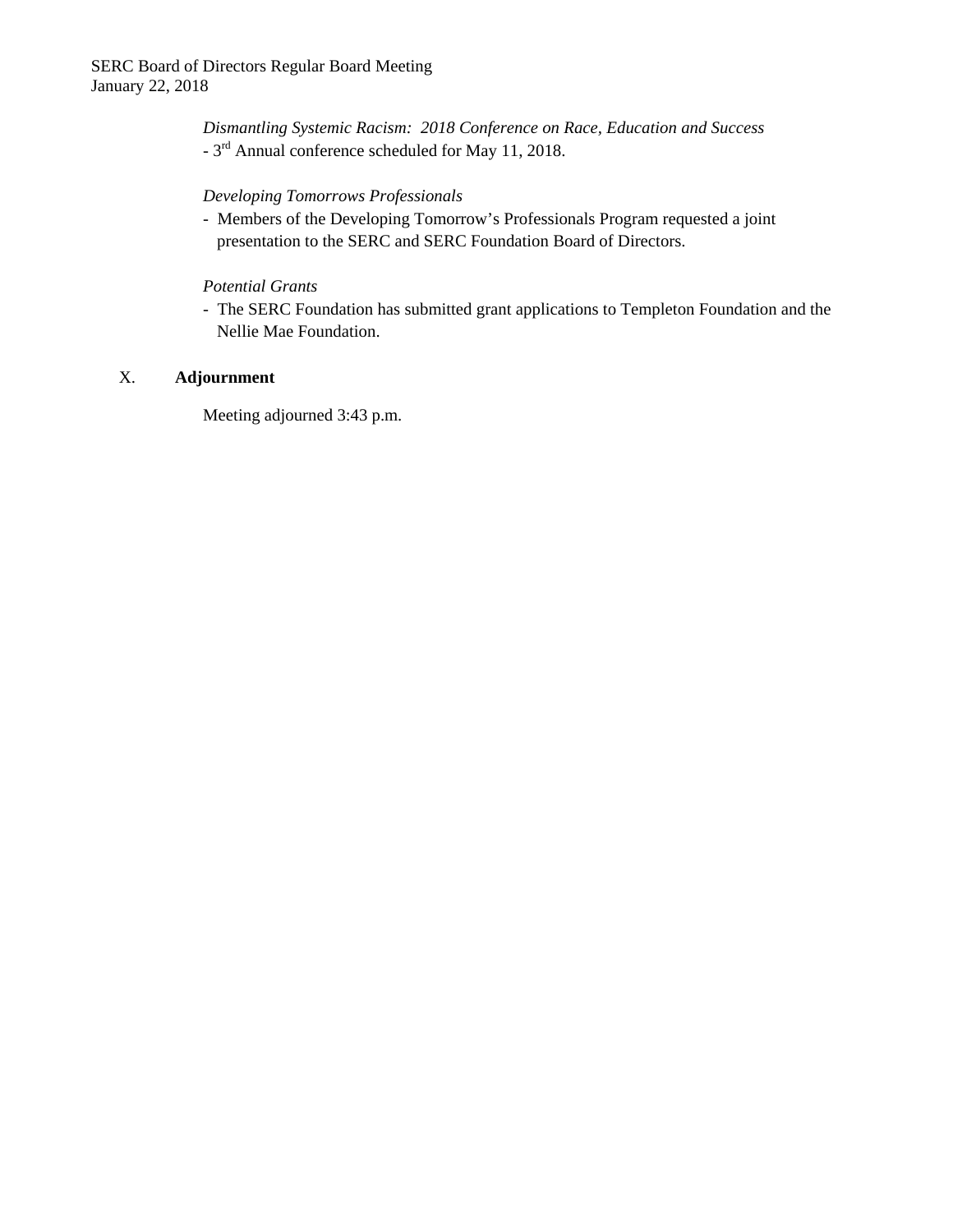*Dismantling Systemic Racism: 2018 Conference on Race, Education and Success*

- 3rd Annual conference scheduled for May 11, 2018.

*Developing Tomorrows Professionals*

- Members of the Developing Tomorrow's Professionals Program requested a joint presentation to the SERC and SERC Foundation Board of Directors.

*Potential Grants*

- The SERC Foundation has submitted grant applications to Templeton Foundation and the Nellie Mae Foundation.

X. **Adjournment**

Meeting adjourned 3:43 p.m.